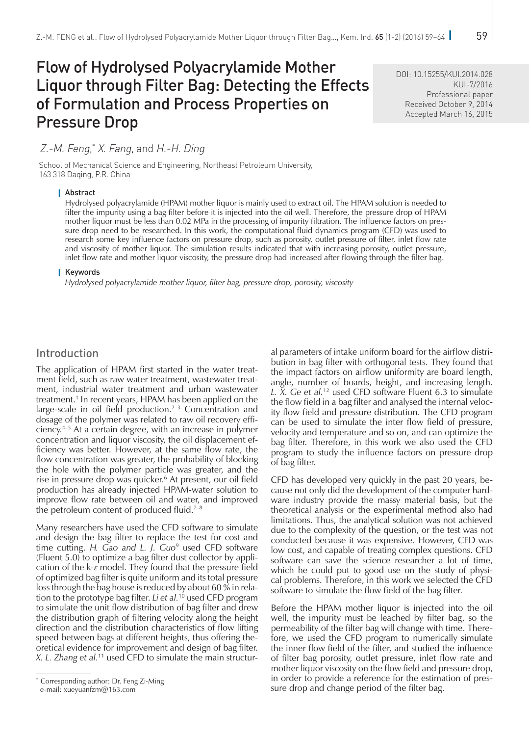# Flow of Hydrolysed Polyacrylamide Mother Liquor through Filter Bag: Detecting the Effects of Formulation and Process Properties on Pressure Drop

DOI: 10.15255/KUI.2014.028
KUI-7/2016
Professional paper
Received October 9, 2014
Accepted March 16, 2015

*Z.-M. Feng*,* *X. Fang*, and *H.-H. Ding*

School of Mechanical Science and Engineering, Northeast Petroleum University, 163 318 Daqing, P.R. China

## Abstract

Hydrolysed polyacrylamide (HPAM) mother liquor is mainly used to extract oil. The HPAM solution is needed to filter the impurity using a bag filter before it is injected into the oil well. Therefore, the pressure drop of HPAM mother liquor must be less than 0.02 MPa in the processing of impurity filtration. The influence factors on pressure drop need to be researched. In this work, the computational fluid dynamics program (CFD) was used to research some key influence factors on pressure drop, such as porosity, outlet pressure of filter, inlet flow rate and viscosity of mother liquor. The simulation results indicated that with increasing porosity, outlet pressure, inlet flow rate and mother liquor viscosity, the pressure drop had increased after flowing through the filter bag.

## Keywords

*Hydrolysed polyacrylamide mother liquor, filter bag, pressure drop, porosity, viscosity*

## Introduction

The application of HPAM first started in the water treatment field, such as raw water treatment, wastewater treatment, industrial water treatment and urban wastewater treatment.[1] In recent years, HPAM has been applied on the large-scale in oil field production.[2–3] Concentration and dosage of the polymer was related to raw oil recovery efficiency.[4–5] At a certain degree, with an increase in polymer concentration and liquor viscosity, the oil displacement efficiency was better. However, at the same flow rate, the flow concentration was greater, the probability of blocking the hole with the polymer particle was greater, and the rise in pressure drop was quicker.[6] At present, our oil field production has already injected HPAM-water solution to improve flow rate between oil and water, and improved the petroleum content of produced fluid.[7–8]

Many researchers have used the CFD software to simulate and design the bag filter to replace the test for cost and time cutting. *H. Gao and L. J. Guo*[9] used CFD software (Fluent 5.0) to optimize a bag filter dust collector by application of the k-*ε* model. They found that the pressure field of optimized bag filter is quite uniform and its total pressure loss through the bag house is reduced by about 60 % in relation to the prototype bag filter. *Li et al.*[10] used CFD program to simulate the unit flow distribution of bag filter and drew the distribution graph of filtering velocity along the height direction and the distribution characteristics of flow lifting speed between bags at different heights, thus offering theoretical evidence for improvement and design of bag filter. *X. L. Zhang et al.*[11] used CFD to simulate the main structural parameters of intake uniform board for the airflow distribution in bag filter with orthogonal tests. They found that the impact factors on airflow uniformity are board length, angle, number of boards, height, and increasing length. *L. X. Ge et al.*[12] used CFD software Fluent 6.3 to simulate the flow field in a bag filter and analysed the internal velocity flow field and pressure distribution. The CFD program can be used to simulate the inter flow field of pressure, velocity and temperature and so on, and can optimize the bag filter. Therefore, in this work we also used the CFD program to study the influence factors on pressure drop of bag filter.

CFD has developed very quickly in the past 20 years, because not only did the development of the computer hardware industry provide the massy material basis, but the theoretical analysis or the experimental method also had limitations. Thus, the analytical solution was not achieved due to the complexity of the question, or the test was not conducted because it was expensive. However, CFD was low cost, and capable of treating complex questions. CFD software can save the science researcher a lot of time, which he could put to good use on the study of physical problems. Therefore, in this work we selected the CFD software to simulate the flow field of the bag filter.

Before the HPAM mother liquor is injected into the oil well, the impurity must be leached by filter bag, so the permeability of the filter bag will change with time. Therefore, we used the CFD program to numerically simulate the inner flow field of the filter, and studied the influence of filter bag porosity, outlet pressure, inlet flow rate and mother liquor viscosity on the flow field and pressure drop, in order to provide a reference for the estimation of pressure drop and change period of the filter bag.

---

* Corresponding author: Dr. Feng Zi-Ming
e-mail: xueyuanfzm@163.com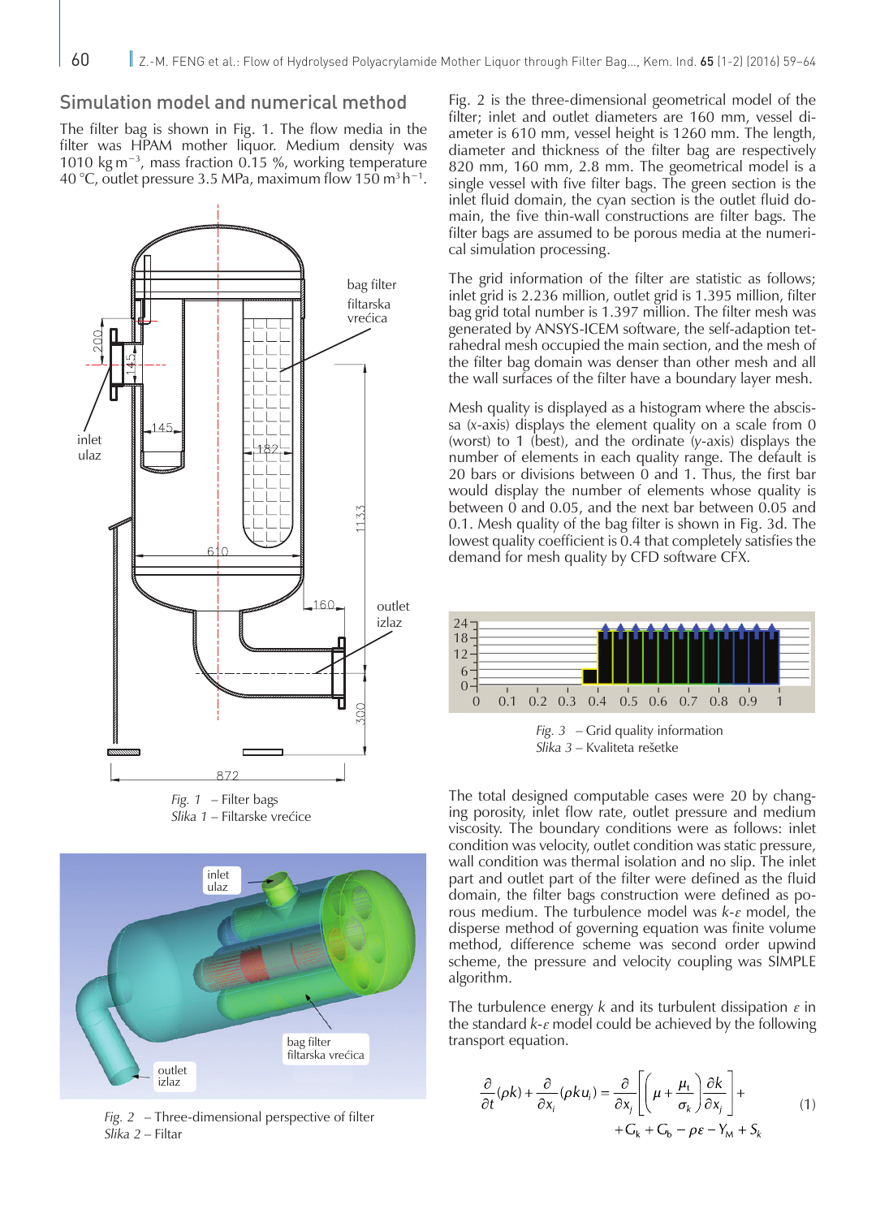## Simulation model and numerical method

The filter bag is shown in Fig. 1. The flow media in the filter was HPAM mother liquor. Medium density was 1010 kg m$^{-3}$, mass fraction 0.15 %, working temperature 40 °C, outlet pressure 3.5 MPa, maximum flow 150 m$^3$ h$^{-1}$.

*Fig. 1* – Filter bags
*Slika 1* – Filtarske vrećice

*Fig. 2* – Three-dimensional perspective of filter
*Slika 2* – Filtar

Fig. 2 is the three-dimensional geometrical model of the filter; inlet and outlet diameters are 160 mm, vessel diameter is 610 mm, vessel height is 1260 mm. The length, diameter and thickness of the filter bag are respectively 820 mm, 160 mm, 2.8 mm. The geometrical model is a single vessel with five filter bags. The green section is the inlet fluid domain, the cyan section is the outlet fluid domain, the five thin-wall constructions are filter bags. The filter bags are assumed to be porous media at the numerical simulation processing.

The grid information of the filter are statistic as follows; inlet grid is 2.236 million, outlet grid is 1.395 million, filter bag grid total number is 1.397 million. The filter mesh was generated by ANSYS-ICEM software, the self-adaption tetrahedral mesh occupied the main section, and the mesh of the filter bag domain was denser than other mesh and all the wall surfaces of the filter have a boundary layer mesh.

Mesh quality is displayed as a histogram where the abscissa (x-axis) displays the element quality on a scale from 0 (worst) to 1 (best), and the ordinate (y-axis) displays the number of elements in each quality range. The default is 20 bars or divisions between 0 and 1. Thus, the first bar would display the number of elements whose quality is between 0 and 0.05, and the next bar between 0.05 and 0.1. Mesh quality of the bag filter is shown in Fig. 3d. The lowest quality coefficient is 0.4 that completely satisfies the demand for mesh quality by CFD software CFX.

*Fig. 3* – Grid quality information
*Slika 3* – Kvaliteta rešetke

The total designed computable cases were 20 by changing porosity, inlet flow rate, outlet pressure and medium viscosity. The boundary conditions were as follows: inlet condition was velocity, outlet condition was static pressure, wall condition was thermal isolation and no slip. The inlet part and outlet part of the filter were defined as the fluid domain, the filter bags construction were defined as porous medium. The turbulence model was $k$-$\varepsilon$ model, the disperse method of governing equation was finite volume method, difference scheme was second order upwind scheme, the pressure and velocity coupling was SIMPLE algorithm.

The turbulence energy $k$ and its turbulent dissipation $\varepsilon$ in the standard $k$-$\varepsilon$ model could be achieved by the following transport equation.

$$\frac{\partial}{\partial t}(\rho k)+\frac{\partial}{\partial x_i}(\rho k u_i)=\frac{\partial}{\partial x_j}\left[\left(\mu+\frac{\mu_t}{\sigma_k}\right)\frac{\partial k}{\partial x_j}\right]+ +G_k+G_b-\rho\varepsilon-Y_M+S_k \quad (1)$$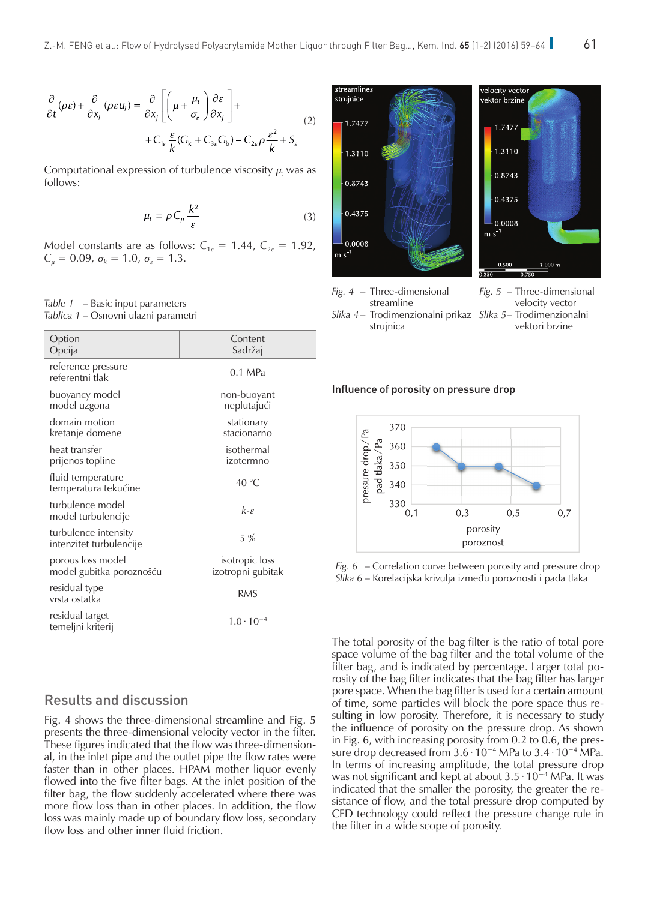$$\frac{\partial}{\partial t}(\rho\varepsilon)+\frac{\partial}{\partial x_i}(\rho\varepsilon u_i)=\frac{\partial}{\partial x_j}\left[\left(\mu+\frac{\mu_t}{\sigma_\varepsilon}\right)\frac{\partial\varepsilon}{\partial x_j}\right]+ \\ +C_{1\varepsilon}\frac{\varepsilon}{k}(G_k+C_{3\varepsilon}G_b)-C_{2\varepsilon}\rho\frac{\varepsilon^2}{k}+S_\varepsilon \tag{2}$$

Computational expression of turbulence viscosity $\mu_t$ was as follows:

$$\mu_t=\rho C_\mu\frac{k^2}{\varepsilon} \tag{3}$$

Model constants are as follows: $C_{1\varepsilon}$ = 1.44, $C_{2\varepsilon}$ = 1.92, $C_\mu$ = 0.09, $\sigma_k$ = 1.0, $\sigma_\varepsilon$ = 1.3.

*Table 1* – Basic input parameters
*Tablica 1* – Osnovni ulazni parametri

| Option Opcija | Content Sadržaj |
|---|---|
| reference pressure referentni tlak | 0.1 MPa |
| buoyancy model model uzgona | non-buoyant neplutajući |
| domain motion kretanje domene | stationary stacionarno |
| heat transfer prijenos topline | isothermal izotermno |
| fluid temperature temperatura tekućine | 40 °C |
| turbulence model model turbulencije | $k$-$\varepsilon$ |
| turbulence intensity intenzitet turbulencije | 5 % |
| porous loss model model gubitka poroznošću | isotropic loss izotropni gubitak |
| residual type vrsta ostatka | RMS |
| residual target temeljni kriterij | $1.0 \cdot 10^{-4}$ |

## Results and discussion

Fig. 4 shows the three-dimensional streamline and Fig. 5 presents the three-dimensional velocity vector in the filter. These figures indicated that the flow was three-dimensional, in the inlet pipe and the outlet pipe the flow rates were faster than in other places. HPAM mother liquor evenly flowed into the five filter bags. At the inlet position of the filter bag, the flow suddenly accelerated where there was more flow loss than in other places. In addition, the flow loss was mainly made up of boundary flow loss, secondary flow loss and other inner fluid friction.

*Fig. 4* – Three-dimensional streamline
*Slika 4* – Trodimenzionalni prikaz strujnica

*Fig. 5* – Three-dimensional velocity vector
*Slika 5* – Trodimenzionalni vektori brzine

### Influence of porosity on pressure drop

*Fig. 6* – Correlation curve between porosity and pressure drop
*Slika 6* – Korelacijska krivulja između poroznosti i pada tlaka

The total porosity of the bag filter is the ratio of total pore space volume of the bag filter and the total volume of the filter bag, and is indicated by percentage. Larger total porosity of the bag filter indicates that the bag filter has larger pore space. When the bag filter is used for a certain amount of time, some particles will block the pore space thus resulting in low porosity. Therefore, it is necessary to study the influence of porosity on the pressure drop. As shown in Fig. 6, with increasing porosity from 0.2 to 0.6, the pressure drop decreased from $3.6 \cdot 10^{-4}$ MPa to $3.4 \cdot 10^{-4}$ MPa. In terms of increasing amplitude, the total pressure drop was not significant and kept at about $3.5 \cdot 10^{-4}$ MPa. It was indicated that the smaller the porosity, the greater the resistance of flow, and the total pressure drop computed by CFD technology could reflect the pressure change rule in the filter in a wide scope of porosity.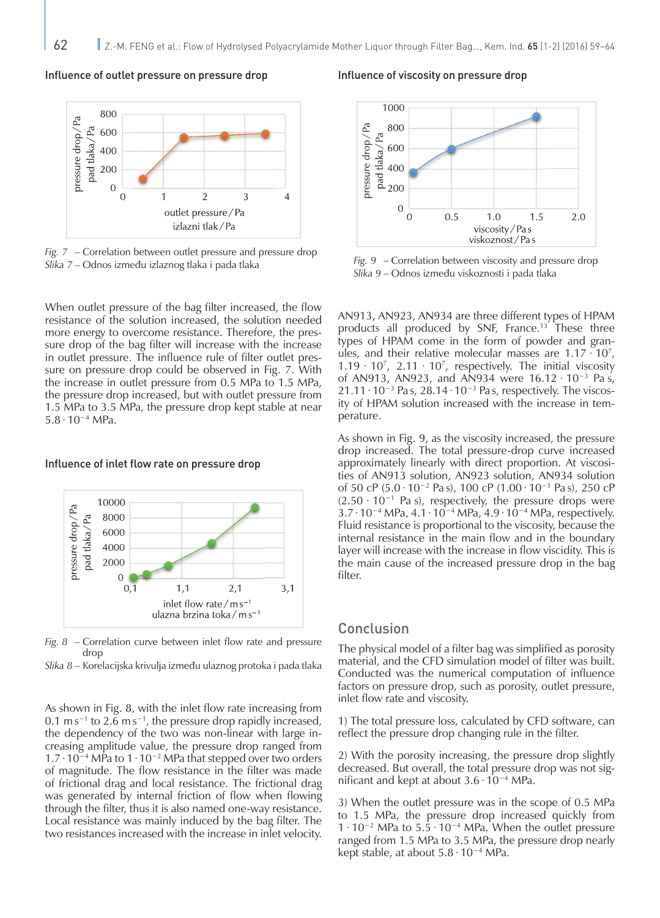### Influence of outlet pressure on pressure drop

*Fig. 7* – Correlation between outlet pressure and pressure drop
*Slika 7* – Odnos između izlaznog tlaka i pada tlaka

When outlet pressure of the bag filter increased, the flow resistance of the solution increased, the solution needed more energy to overcome resistance. Therefore, the pressure drop of the bag filter will increase with the increase in outlet pressure. The influence rule of filter outlet pressure on pressure drop could be observed in Fig. 7. With the increase in outlet pressure from 0.5 MPa to 1.5 MPa, the pressure drop increased, but with outlet pressure from 1.5 MPa to 3.5 MPa, the pressure drop kept stable at near $5.8 \cdot 10^{-4}$ MPa.

### Influence of inlet flow rate on pressure drop

*Fig. 8* – Correlation curve between inlet flow rate and pressure drop
*Slika 8* – Korelacijska krivulja između ulaznog protoka i pada tlaka

As shown in Fig. 8, with the inlet flow rate increasing from 0.1 m $s^{-1}$ to 2.6 m $s^{-1}$, the pressure drop rapidly increased, the dependency of the two was non-linear with large increasing amplitude value, the pressure drop ranged from $1.7 \cdot 10^{-4}$ MPa to $1 \cdot 10^{-2}$ MPa that stepped over two orders of magnitude. The flow resistance in the filter was made of frictional drag and local resistance. The frictional drag was generated by internal friction of flow when flowing through the filter, thus it is also named one-way resistance. Local resistance was mainly induced by the bag filter. The two resistances increased with the increase in inlet velocity.

### Influence of viscosity on pressure drop

*Fig. 9* – Correlation between viscosity and pressure drop
*Slika 9* – Odnos između viskoznosti i pada tlaka

AN913, AN923, AN934 are three different types of HPAM products all produced by SNF, France.[13] These three types of HPAM come in the form of powder and granules, and their relative molecular masses are $1.17 \cdot 10^7$, $1.19 \cdot 10^7$, $2.11 \cdot 10^7$, respectively. The initial viscosity of AN913, AN923, and AN934 were $16.12 \cdot 10^{-3}$ Pa s, $21.11 \cdot 10^{-3}$ Pa s, $28.14 \cdot 10^{-3}$ Pa s, respectively. The viscosity of HPAM solution increased with the increase in temperature.

As shown in Fig. 9, as the viscosity increased, the pressure drop increased. The total pressure-drop curve increased approximately linearly with direct proportion. At viscosities of AN913 solution, AN923 solution, AN934 solution of 50 cP ($5.0 \cdot 10^{-2}$ Pa s), 100 cP ($1.00 \cdot 10^{-1}$ Pa s), 250 cP ($2.50 \cdot 10^{-1}$ Pa s), respectively, the pressure drops were $3.7 \cdot 10^{-4}$ MPa, $4.1 \cdot 10^{-4}$ MPa, $4.9 \cdot 10^{-4}$ MPa, respectively. Fluid resistance is proportional to the viscosity, because the internal resistance in the main flow and in the boundary layer will increase with the increase in flow viscidity. This is the main cause of the increased pressure drop in the bag filter.

## Conclusion

The physical model of a filter bag was simplified as porosity material, and the CFD simulation model of filter was built. Conducted was the numerical computation of influence factors on pressure drop, such as porosity, outlet pressure, inlet flow rate and viscosity.

1) The total pressure loss, calculated by CFD software, can reflect the pressure drop changing rule in the filter.

2) With the porosity increasing, the pressure drop slightly decreased. But overall, the total pressure drop was not significant and kept at about $3.6 \cdot 10^{-4}$ MPa.

3) When the outlet pressure was in the scope of 0.5 MPa to 1.5 MPa, the pressure drop increased quickly from $1 \cdot 10^{-2}$ MPa to $5.5 \cdot 10^{-4}$ MPa. When the outlet pressure ranged from 1.5 MPa to 3.5 MPa, the pressure drop nearly kept stable, at about $5.8 \cdot 10^{-4}$ MPa.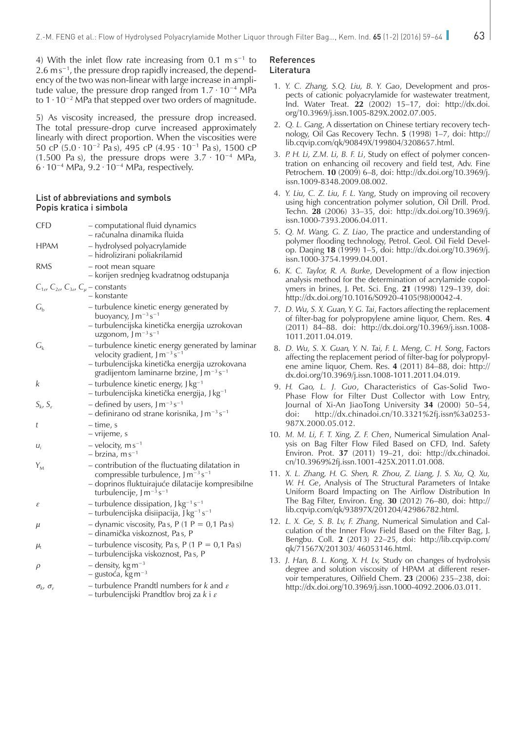4) With the inlet flow rate increasing from 0.1 m $s^{-1}$ to 2.6 m $s^{-1}$, the pressure drop rapidly increased, the dependency of the two was non-linear with large increase in amplitude value, the pressure drop ranged from $1.7 \cdot 10^{-4}$ MPa to $1 \cdot 10^{-2}$ MPa that stepped over two orders of magnitude.

5) As viscosity increased, the pressure drop increased. The total pressure-drop curve increased approximately linearly with direct proportion. When the viscosities were 50 cP ($5.0 \cdot 10^{-2}$ Pa s), 495 cP ($4.95 \cdot 10^{-1}$ Pa s), 1500 cP (1.500 Pa s), the pressure drops were $3.7 \cdot 10^{-4}$ MPa, $6 \cdot 10^{-4}$ MPa, $9.2 \cdot 10^{-4}$ MPa, respectively.

## List of abbreviations and symbols
## Popis kratica i simbola

| | |
|---|---|
| CFD | – computational fluid dynamics<br>– računalna dinamika fluida |
| HPAM | – hydrolysed polyacrylamide<br>– hidrolizirani poliakrilamid |
| RMS | – root mean square<br>– korijen srednjeg kvadratnog odstupanja |
| $C_{1\varepsilon}$, $C_{2\varepsilon}$, $C_{3\varepsilon}$, $C_{\mu}$ | – constants<br>– konstante |
| $G_b$ | – turbulence kinetic energy generated by buoyancy, J $m^{-3}$ $s^{-1}$<br>– turbulencijska kinetička energija uzrokovan uzgonom, J $m^{-3}$ $s^{-1}$ |
| $G_k$ | – turbulence kinetic energy generated by laminar velocity gradient, J $m^{-3}$ $s^{-1}$<br>– turbulencijska kinetička energija uzrokovana gradijentom laminarne brzine, J $m^{-3}$ $s^{-1}$ |
| $k$ | – turbulence kinetic energy, J $kg^{-1}$<br>– turbulencijska kinetička energija, J $kg^{-1}$ |
| $S_k$, $S_\varepsilon$ | – defined by users, J $m^{-3}$ $s^{-1}$<br>– definirano od strane korisnika, J $m^{-3}$ $s^{-1}$ |
| $t$ | – time, s<br>– vrijeme, s |
| $u_i$ | – velocity, m $s^{-1}$<br>– brzina, m $s^{-1}$ |
| $Y_M$ | – contribution of the fluctuating dilatation in compressible turbulence, J $m^{-3}$ $s^{-1}$<br>– doprinos fluktuirajuće dilatacije kompresibilne turbulencije, J $m^{-3}$ $s^{-1}$ |
| $\varepsilon$ | – turbulence dissipation, J $kg^{-1}$ $s^{-1}$<br>– turbulencijska disiipacija, J $kg^{-1}$ $s^{-1}$ |
| $\mu$ | – dynamic viscosity, Pa s, P (1 P = 0,1 Pa s)<br>– dinamička viskoznost, Pa s, P |
| $\mu_t$ | – turbulence viscosity, Pa s, P (1 P = 0,1 Pa s)<br>– turbulencijska viskoznost, Pa s, P |
| $\rho$ | – density, kg $m^{-3}$<br>– gustoća, kg $m^{-3}$ |
| $\sigma_k$, $\sigma_\varepsilon$ | – turbulence Prandtl numbers for $k$ and $\varepsilon$<br>– turbulencijski Prandtlov broj za $k$ i $\varepsilon$ |

## References
## Literatura

1. *Y. C. Zhang, S.Q. Liu, B. Y. Gao*, Development and prospects of cationic polyacrylamide for wastewater treatment, Ind. Water Treat. **22** (2002) 15–17, doi: http://dx.doi.org/10.3969/j.issn.1005-829X.2002.07.005.
2. *Q. L. Gang*, A dissertation on Chinese tertiary recovery technology, Oil Gas Recovery Techn. **5** (1998) 1–7, doi: http://lib.cqvip.com/qk/90849X/199804/3208657.html.
3. *P. H. Li, Z.M. Li, B. F. Li*, Study on effect of polymer concentration on enhancing oil recovery and field test, Adv. Fine Petrochem. **10** (2009) 6–8, doi: http://dx.doi.org/10.3969/j.issn.1009-8348.2009.08.002.
4. *Y. Liu, C. Z. Liu, F. L. Yang*, Study on improving oil recovery using high concentration polymer solution, Oil Drill. Prod. Techn. **28** (2006) 33–35, doi: http://dx.doi.org/10.3969/j.issn.1000-7393.2006.04.011.
5. *Q. M. Wang, G. Z. Liao*, The practice and understanding of polymer flooding technology, Petrol. Geol. Oil Field Develop. Daqing **18** (1999) 1–5, doi: http://dx.doi.org/10.3969/j.issn.1000-3754.1999.04.001.
6. *K. C. Taylor, R. A. Burke*, Development of a flow injection analysis method for the determination of acrylamide copolymers in brines, J. Pet. Sci. Eng. **21** (1998) 129–139, doi: http://dx.doi.org/10.1016/S0920-4105(98)00042-4.
7. *D. Wu, S. X. Guan, Y. G. Tai*, Factors affecting the replacement of filter-bag for polypropylene amine liquor, Chem. Res. **4** (2011) 84–88. doi: http://dx.doi.org/10.3969/j.issn.1008-1011.2011.04.019.
8. *D. Wu, S. X. Guan, Y. N. Tai, F. L. Meng, C. H. Song*, Factors affecting the replacement period of filter-bag for polypropylene amine liquor, Chem. Res. **4** (2011) 84–88, doi: http://dx.doi.org/10.3969/j.issn.1008-1011.2011.04.019.
9. *H. Gao, L. J. Guo*, Characteristics of Gas-Solid Two-Phase Flow for Filter Dust Collector with Low Entry, Journal of Xi-An JiaoTong University **34** (2000) 50–54, doi: http://dx.chinadoi.cn/10.3321%2fj.issn%3a0253-987X.2000.05.012.
10. *M. M. Li, F. T. Xing, Z. F. Chen*, Numerical Simulation Analysis on Bag Filter Flow Filed Based on CFD, Ind. Safety Environ. Prot. **37** (2011) 19–21, doi: http://dx.chinadoi.cn/10.3969%2fj.issn.1001-425X.2011.01.008.
11. *X. L. Zhang, H. G. Shen, R. Zhou, Z. Liang, J. S. Xu, Q. Xu, W. H. Ge*, Analysis of The Structural Parameters of Intake Uniform Board Impacting on The Airflow Distribution In The Bag Filter, Environ. Eng. **30** (2012) 76–80, doi: http://lib.cqvip.com/qk/93897X/201204/42986782.html.
12. *L. X. Ge, S. B. Lv, F. Zhang*, Numerical Simulation and Calculation of the Inner Flow Field Based on the Filter Bag, J. Bengbu. Coll. **2** (2013) 22–25, doi: http://lib.cqvip.com/qk/71567X/201303/ 46053146.html.
13. *J. Han, B. L. Kong, X. H. Lv*, Study on changes of hydrolysis degree and solution viscosity of HPAM at different reservoir temperatures, Oilfield Chem. **23** (2006) 235–238, doi: http://dx.doi.org/10.3969/j.issn.1000-4092.2006.03.011.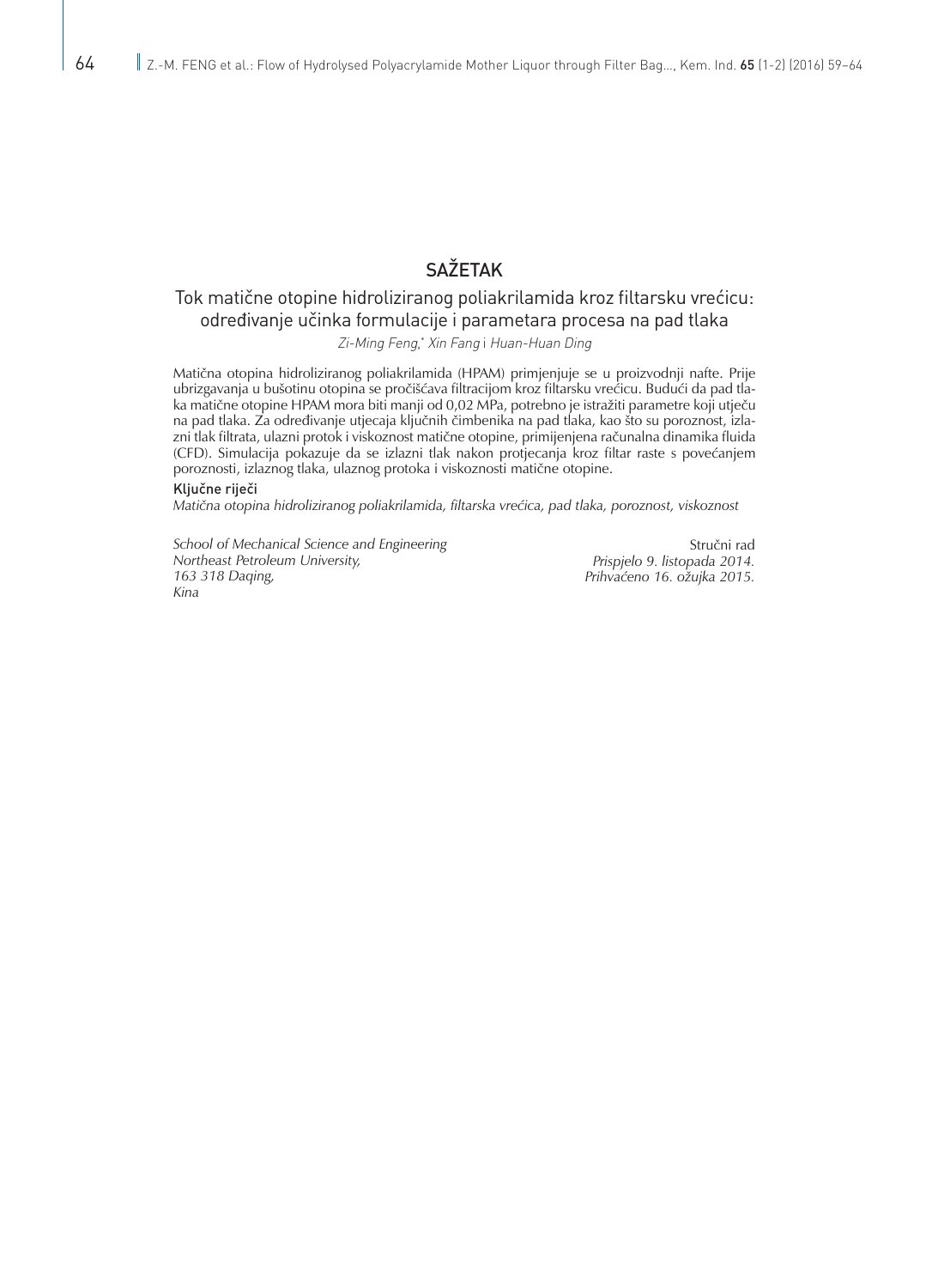## SAŽETAK

### Tok matične otopine hidroliziranog poliakrilamida kroz filtarsku vrećicu: određivanje učinka formulacije i parametara procesa na pad tlaka

*Zi-Ming Feng,\* Xin Fang* i *Huan-Huan Ding*

Matična otopina hidroliziranog poliakrilamida (HPAM) primjenjuje se u proizvodnji nafte. Prije ubrizgavanja u bušotinu otopina se pročišćava filtracijom kroz filtarsku vrećicu. Budući da pad tlaka matične otopine HPAM mora biti manji od 0,02 MPa, potrebno je istražiti parametre koji utječu na pad tlaka. Za određivanje utjecaja ključnih čimbenika na pad tlaka, kao što su poroznost, izlazni tlak filtrata, ulazni protok i viskoznost matične otopine, primijenjena računalna dinamika fluida (CFD). Simulacija pokazuje da se izlazni tlak nakon protjecanja kroz filtar raste s povećanjem poroznosti, izlaznog tlaka, ulaznog protoka i viskoznosti matične otopine.

**Ključne riječi**

*Matična otopina hidroliziranog poliakrilamida, filtarska vrećica, pad tlaka, poroznost, viskoznost*

*School of Mechanical Science and Engineering*
*Northeast Petroleum University,*
*163 318 Daqing,*
*Kina*

Stručni rad
*Prispjelo 9. listopada 2014.*
*Prihvaćeno 16. ožujka 2015.*